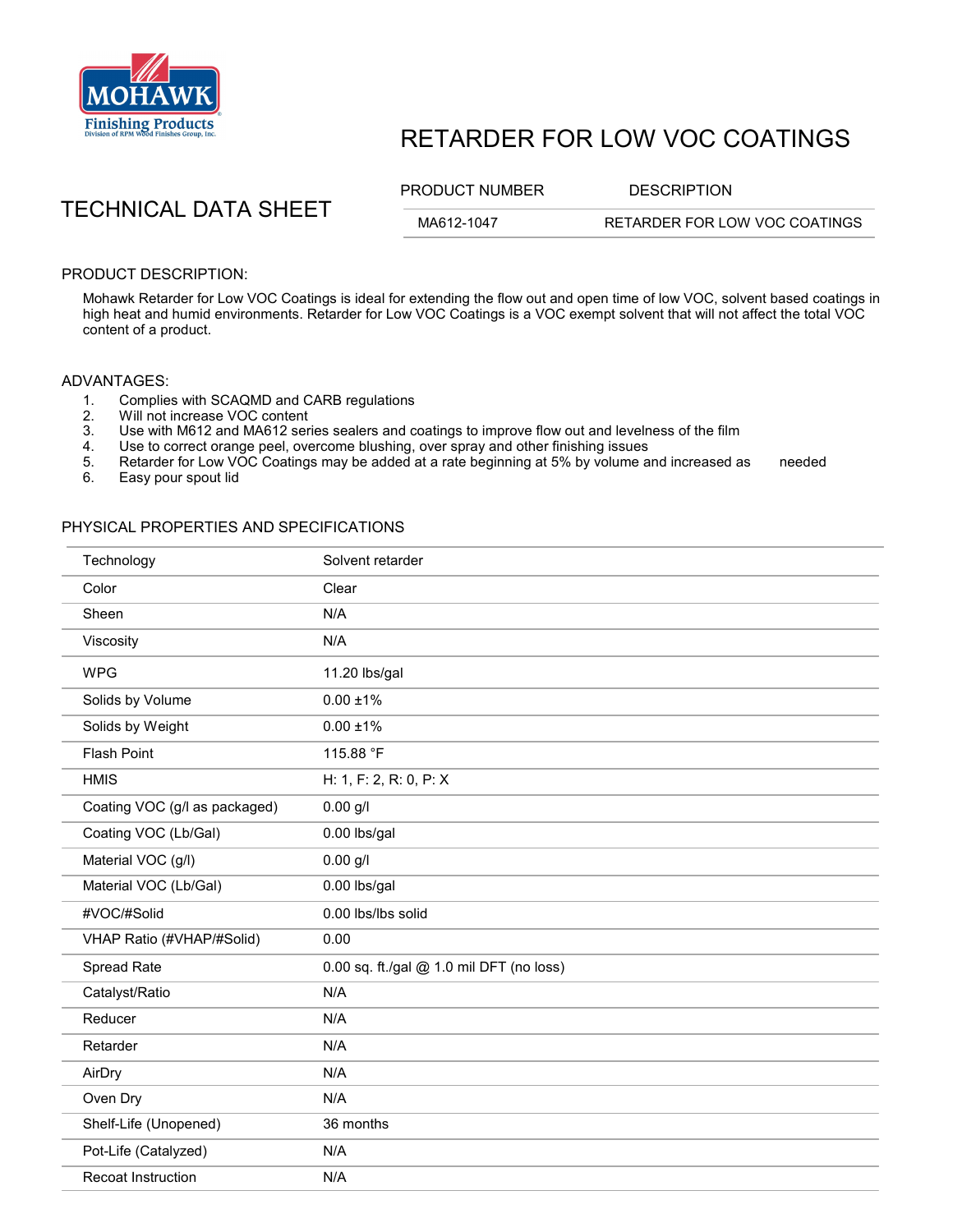MOHAWK
Finishing Products
Division of RPM Wood Finishes Group, Inc.

# RETARDER FOR LOW VOC COATINGS

## TECHNICAL DATA SHEET

| PRODUCT NUMBER | DESCRIPTION |
| --- | --- |
| MA612-1047 | RETARDER FOR LOW VOC COATINGS |

### PRODUCT DESCRIPTION:

Mohawk Retarder for Low VOC Coatings is ideal for extending the flow out and open time of low VOC, solvent based coatings in high heat and humid environments. Retarder for Low VOC Coatings is a VOC exempt solvent that will not affect the total VOC content of a product.

### ADVANTAGES:

1. Complies with SCAQMD and CARB regulations
2. Will not increase VOC content
3. Use with M612 and MA612 series sealers and coatings to improve flow out and levelness of the film
4. Use to correct orange peel, overcome blushing, over spray and other finishing issues
5. Retarder for Low VOC Coatings may be added at a rate beginning at 5% by volume and increased as needed
6. Easy pour spout lid

### PHYSICAL PROPERTIES AND SPECIFICATIONS

| | |
| --- | --- |
| Technology | Solvent retarder |
| Color | Clear |
| Sheen | N/A |
| Viscosity | N/A |
| WPG | 11.20 lbs/gal |
| Solids by Volume | 0.00 ±1% |
| Solids by Weight | 0.00 ±1% |
| Flash Point | 115.88 °F |
| HMIS | H: 1, F: 2, R: 0, P: X |
| Coating VOC (g/l as packaged) | 0.00 g/l |
| Coating VOC (Lb/Gal) | 0.00 lbs/gal |
| Material VOC (g/l) | 0.00 g/l |
| Material VOC (Lb/Gal) | 0.00 lbs/gal |
| #VOC/#Solid | 0.00 lbs/lbs solid |
| VHAP Ratio (#VHAP/#Solid) | 0.00 |
| Spread Rate | 0.00 sq. ft./gal @ 1.0 mil DFT (no loss) |
| Catalyst/Ratio | N/A |
| Reducer | N/A |
| Retarder | N/A |
| AirDry | N/A |
| Oven Dry | N/A |
| Shelf-Life (Unopened) | 36 months |
| Pot-Life (Catalyzed) | N/A |
| Recoat Instruction | N/A |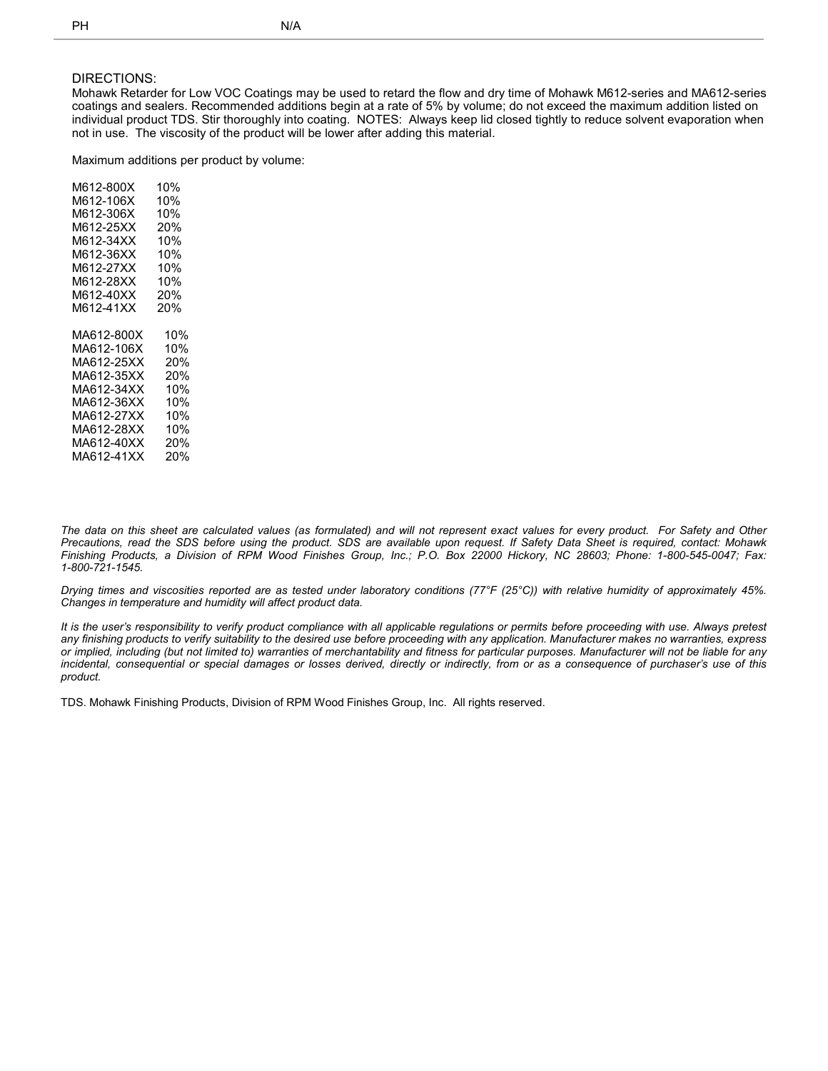| | |
|---|---|
| PH | N/A |

DIRECTIONS:
Mohawk Retarder for Low VOC Coatings may be used to retard the flow and dry time of Mohawk M612-series and MA612-series coatings and sealers. Recommended additions begin at a rate of 5% by volume; do not exceed the maximum addition listed on individual product TDS. Stir thoroughly into coating. NOTES: Always keep lid closed tightly to reduce solvent evaporation when not in use. The viscosity of the product will be lower after adding this material.

Maximum additions per product by volume:

| | |
|---|---|
| M612-800X | 10% |
| M612-106X | 10% |
| M612-306X | 10% |
| M612-25XX | 20% |
| M612-34XX | 10% |
| M612-36XX | 10% |
| M612-27XX | 10% |
| M612-28XX | 10% |
| M612-40XX | 20% |
| M612-41XX | 20% |

| | |
|---|---|
| MA612-800X | 10% |
| MA612-106X | 10% |
| MA612-25XX | 20% |
| MA612-35XX | 20% |
| MA612-34XX | 10% |
| MA612-36XX | 10% |
| MA612-27XX | 10% |
| MA612-28XX | 10% |
| MA612-40XX | 20% |
| MA612-41XX | 20% |

*The data on this sheet are calculated values (as formulated) and will not represent exact values for every product. For Safety and Other Precautions, read the SDS before using the product. SDS are available upon request. If Safety Data Sheet is required, contact: Mohawk Finishing Products, a Division of RPM Wood Finishes Group, Inc.; P.O. Box 22000 Hickory, NC 28603; Phone: 1-800-545-0047; Fax: 1-800-721-1545.*

*Drying times and viscosities reported are as tested under laboratory conditions (77°F (25°C)) with relative humidity of approximately 45%. Changes in temperature and humidity will affect product data.*

*It is the user's responsibility to verify product compliance with all applicable regulations or permits before proceeding with use. Always pretest any finishing products to verify suitability to the desired use before proceeding with any application. Manufacturer makes no warranties, express or implied, including (but not limited to) warranties of merchantability and fitness for particular purposes. Manufacturer will not be liable for any incidental, consequential or special damages or losses derived, directly or indirectly, from or as a consequence of purchaser's use of this product.*

TDS. Mohawk Finishing Products, Division of RPM Wood Finishes Group, Inc. All rights reserved.